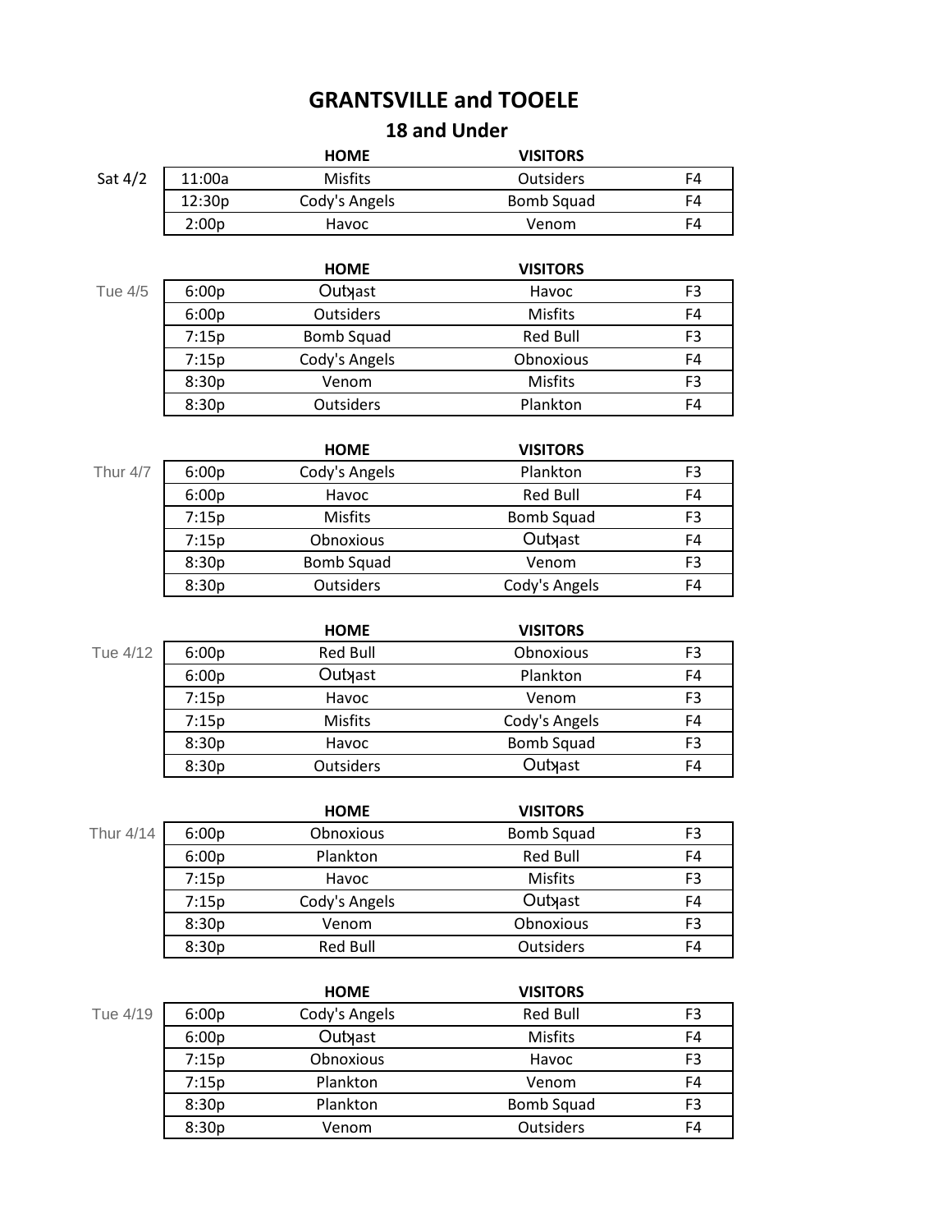# GRANTSVILLE and TOOELE

## 18 and Under

| | | HOME | VISITORS | |
|---|---|---|---|---|
| Sat 4/2 | 11:00a | Misfits | Outsiders | F4 |
| | 12:30p | Cody's Angels | Bomb Squad | F4 |
| | 2:00p | Havoc | Venom | F4 |

| | | HOME | VISITORS | |
|---|---|---|---|---|
| Tue 4/5 | 6:00p | Outkast | Havoc | F3 |
| | 6:00p | Outsiders | Misfits | F4 |
| | 7:15p | Bomb Squad | Red Bull | F3 |
| | 7:15p | Cody's Angels | Obnoxious | F4 |
| | 8:30p | Venom | Misfits | F3 |
| | 8:30p | Outsiders | Plankton | F4 |

| | | HOME | VISITORS | |
|---|---|---|---|---|
| Thur 4/7 | 6:00p | Cody's Angels | Plankton | F3 |
| | 6:00p | Havoc | Red Bull | F4 |
| | 7:15p | Misfits | Bomb Squad | F3 |
| | 7:15p | Obnoxious | Outkast | F4 |
| | 8:30p | Bomb Squad | Venom | F3 |
| | 8:30p | Outsiders | Cody's Angels | F4 |

| | | HOME | VISITORS | |
|---|---|---|---|---|
| Tue 4/12 | 6:00p | Red Bull | Obnoxious | F3 |
| | 6:00p | Outkast | Plankton | F4 |
| | 7:15p | Havoc | Venom | F3 |
| | 7:15p | Misfits | Cody's Angels | F4 |
| | 8:30p | Havoc | Bomb Squad | F3 |
| | 8:30p | Outsiders | Outkast | F4 |

| | | HOME | VISITORS | |
|---|---|---|---|---|
| Thur 4/14 | 6:00p | Obnoxious | Bomb Squad | F3 |
| | 6:00p | Plankton | Red Bull | F4 |
| | 7:15p | Havoc | Misfits | F3 |
| | 7:15p | Cody's Angels | Outkast | F4 |
| | 8:30p | Venom | Obnoxious | F3 |
| | 8:30p | Red Bull | Outsiders | F4 |

| | | HOME | VISITORS | |
|---|---|---|---|---|
| Tue 4/19 | 6:00p | Cody's Angels | Red Bull | F3 |
| | 6:00p | Outkast | Misfits | F4 |
| | 7:15p | Obnoxious | Havoc | F3 |
| | 7:15p | Plankton | Venom | F4 |
| | 8:30p | Plankton | Bomb Squad | F3 |
| | 8:30p | Venom | Outsiders | F4 |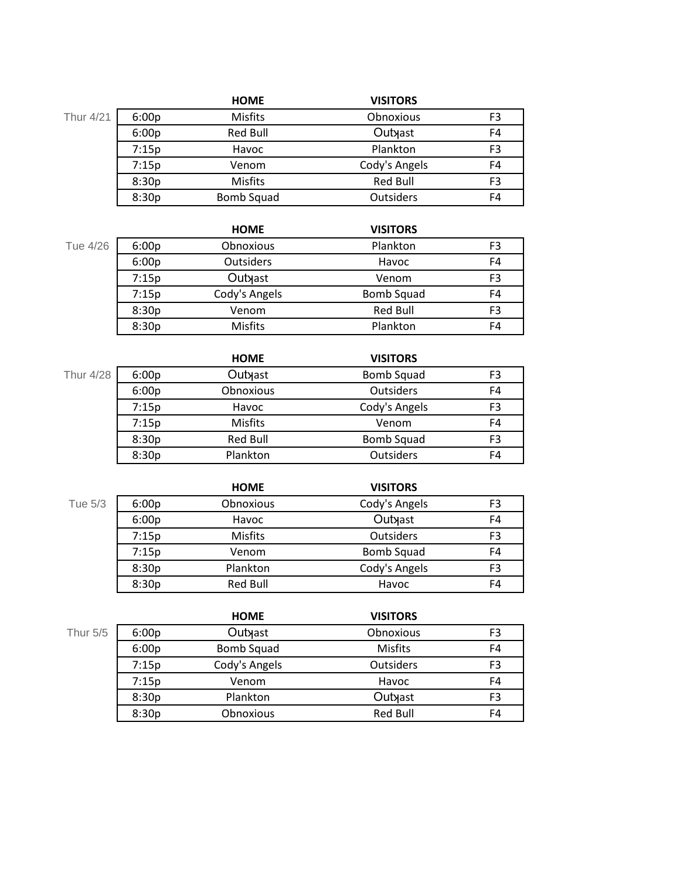| | | HOME | VISITORS | |
|---|---|---|---|---|
| Thur 4/21 | 6:00p | Misfits | Obnoxious | F3 |
| | 6:00p | Red Bull | Outkast | F4 |
| | 7:15p | Havoc | Plankton | F3 |
| | 7:15p | Venom | Cody's Angels | F4 |
| | 8:30p | Misfits | Red Bull | F3 |
| | 8:30p | Bomb Squad | Outsiders | F4 |

| | | HOME | VISITORS | |
|---|---|---|---|---|
| Tue 4/26 | 6:00p | Obnoxious | Plankton | F3 |
| | 6:00p | Outsiders | Havoc | F4 |
| | 7:15p | Outkast | Venom | F3 |
| | 7:15p | Cody's Angels | Bomb Squad | F4 |
| | 8:30p | Venom | Red Bull | F3 |
| | 8:30p | Misfits | Plankton | F4 |

| | | HOME | VISITORS | |
|---|---|---|---|---|
| Thur 4/28 | 6:00p | Outkast | Bomb Squad | F3 |
| | 6:00p | Obnoxious | Outsiders | F4 |
| | 7:15p | Havoc | Cody's Angels | F3 |
| | 7:15p | Misfits | Venom | F4 |
| | 8:30p | Red Bull | Bomb Squad | F3 |
| | 8:30p | Plankton | Outsiders | F4 |

| | | HOME | VISITORS | |
|---|---|---|---|---|
| Tue 5/3 | 6:00p | Obnoxious | Cody's Angels | F3 |
| | 6:00p | Havoc | Outkast | F4 |
| | 7:15p | Misfits | Outsiders | F3 |
| | 7:15p | Venom | Bomb Squad | F4 |
| | 8:30p | Plankton | Cody's Angels | F3 |
| | 8:30p | Red Bull | Havoc | F4 |

| | | HOME | VISITORS | |
|---|---|---|---|---|
| Thur 5/5 | 6:00p | Outkast | Obnoxious | F3 |
| | 6:00p | Bomb Squad | Misfits | F4 |
| | 7:15p | Cody's Angels | Outsiders | F3 |
| | 7:15p | Venom | Havoc | F4 |
| | 8:30p | Plankton | Outkast | F3 |
| | 8:30p | Obnoxious | Red Bull | F4 |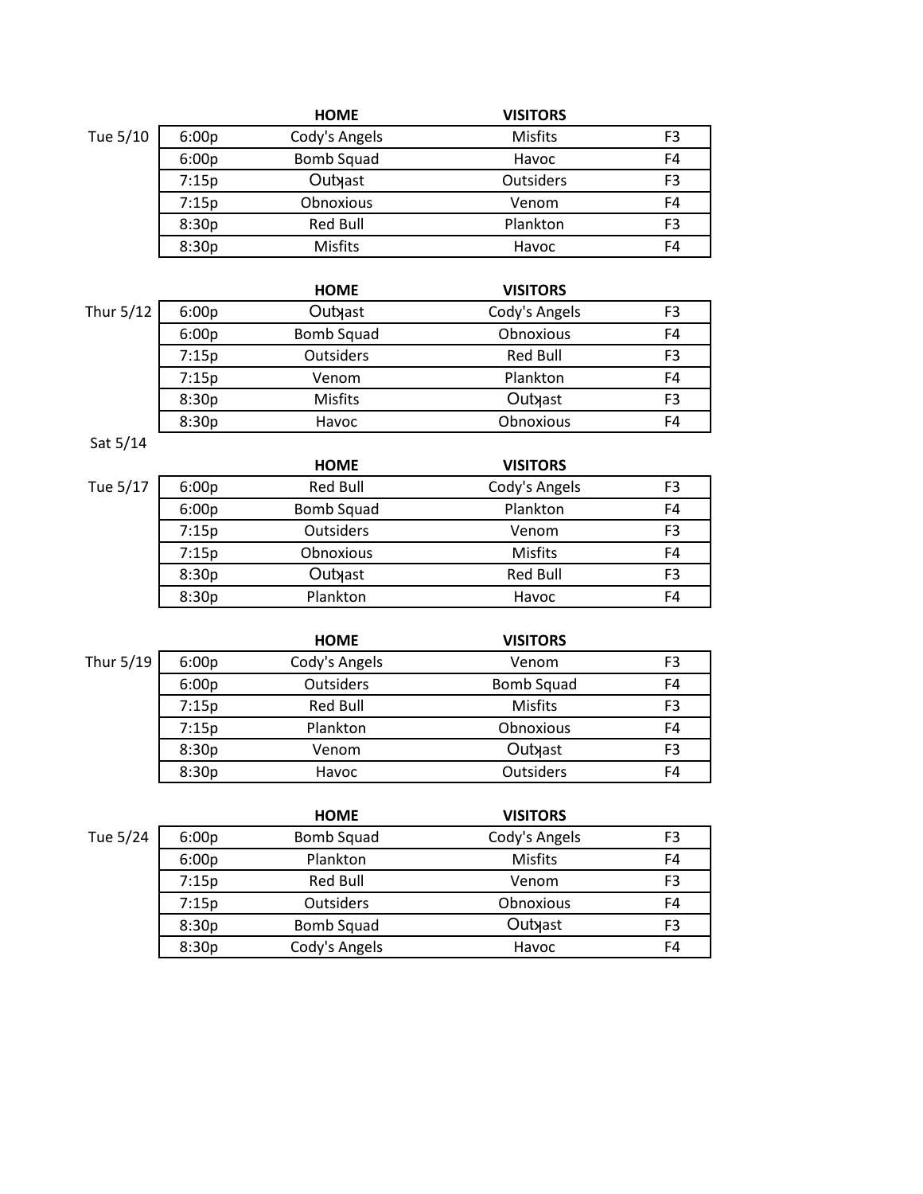| | | HOME | VISITORS | |
|---|---|---|---|---|
| Tue 5/10 | 6:00p | Cody's Angels | Misfits | F3 |
| | 6:00p | Bomb Squad | Havoc | F4 |
| | 7:15p | Outkast | Outsiders | F3 |
| | 7:15p | Obnoxious | Venom | F4 |
| | 8:30p | Red Bull | Plankton | F3 |
| | 8:30p | Misfits | Havoc | F4 |

| | | HOME | VISITORS | |
|---|---|---|---|---|
| Thur 5/12 | 6:00p | Outkast | Cody's Angels | F3 |
| | 6:00p | Bomb Squad | Obnoxious | F4 |
| | 7:15p | Outsiders | Red Bull | F3 |
| | 7:15p | Venom | Plankton | F4 |
| | 8:30p | Misfits | Outkast | F3 |
| | 8:30p | Havoc | Obnoxious | F4 |

Sat 5/14

| | | HOME | VISITORS | |
|---|---|---|---|---|
| Tue 5/17 | 6:00p | Red Bull | Cody's Angels | F3 |
| | 6:00p | Bomb Squad | Plankton | F4 |
| | 7:15p | Outsiders | Venom | F3 |
| | 7:15p | Obnoxious | Misfits | F4 |
| | 8:30p | Outkast | Red Bull | F3 |
| | 8:30p | Plankton | Havoc | F4 |

| | | HOME | VISITORS | |
|---|---|---|---|---|
| Thur 5/19 | 6:00p | Cody's Angels | Venom | F3 |
| | 6:00p | Outsiders | Bomb Squad | F4 |
| | 7:15p | Red Bull | Misfits | F3 |
| | 7:15p | Plankton | Obnoxious | F4 |
| | 8:30p | Venom | Outkast | F3 |
| | 8:30p | Havoc | Outsiders | F4 |

| | | HOME | VISITORS | |
|---|---|---|---|---|
| Tue 5/24 | 6:00p | Bomb Squad | Cody's Angels | F3 |
| | 6:00p | Plankton | Misfits | F4 |
| | 7:15p | Red Bull | Venom | F3 |
| | 7:15p | Outsiders | Obnoxious | F4 |
| | 8:30p | Bomb Squad | Outkast | F3 |
| | 8:30p | Cody's Angels | Havoc | F4 |